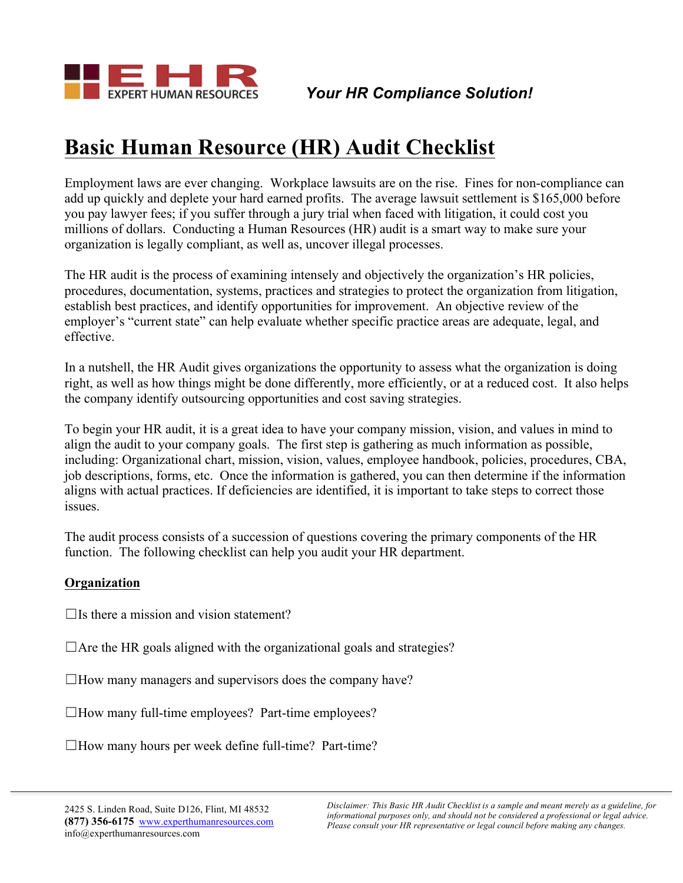EHR EXPERT HUMAN RESOURCES

*Your HR Compliance Solution!*

# Basic Human Resource (HR) Audit Checklist

Employment laws are ever changing. Workplace lawsuits are on the rise. Fines for non-compliance can add up quickly and deplete your hard earned profits. The average lawsuit settlement is $165,000 before you pay lawyer fees; if you suffer through a jury trial when faced with litigation, it could cost you millions of dollars. Conducting a Human Resources (HR) audit is a smart way to make sure your organization is legally compliant, as well as, uncover illegal processes.

The HR audit is the process of examining intensely and objectively the organization's HR policies, procedures, documentation, systems, practices and strategies to protect the organization from litigation, establish best practices, and identify opportunities for improvement. An objective review of the employer's "current state" can help evaluate whether specific practice areas are adequate, legal, and effective.

In a nutshell, the HR Audit gives organizations the opportunity to assess what the organization is doing right, as well as how things might be done differently, more efficiently, or at a reduced cost. It also helps the company identify outsourcing opportunities and cost saving strategies.

To begin your HR audit, it is a great idea to have your company mission, vision, and values in mind to align the audit to your company goals. The first step is gathering as much information as possible, including: Organizational chart, mission, vision, values, employee handbook, policies, procedures, CBA, job descriptions, forms, etc. Once the information is gathered, you can then determine if the information aligns with actual practices. If deficiencies are identified, it is important to take steps to correct those issues.

The audit process consists of a succession of questions covering the primary components of the HR function. The following checklist can help you audit your HR department.

**Organization**

☐Is there a mission and vision statement?

☐Are the HR goals aligned with the organizational goals and strategies?

☐How many managers and supervisors does the company have?

☐How many full-time employees? Part-time employees?

☐How many hours per week define full-time? Part-time?

2425 S. Linden Road, Suite D126, Flint, MI 48532
**(877) 356-6175** www.experthumanresources.com
info@experthumanresources.com

*Disclaimer: This Basic HR Audit Checklist is a sample and meant merely as a guideline, for informational purposes only, and should not be considered a professional or legal advice. Please consult your HR representative or legal council before making any changes.*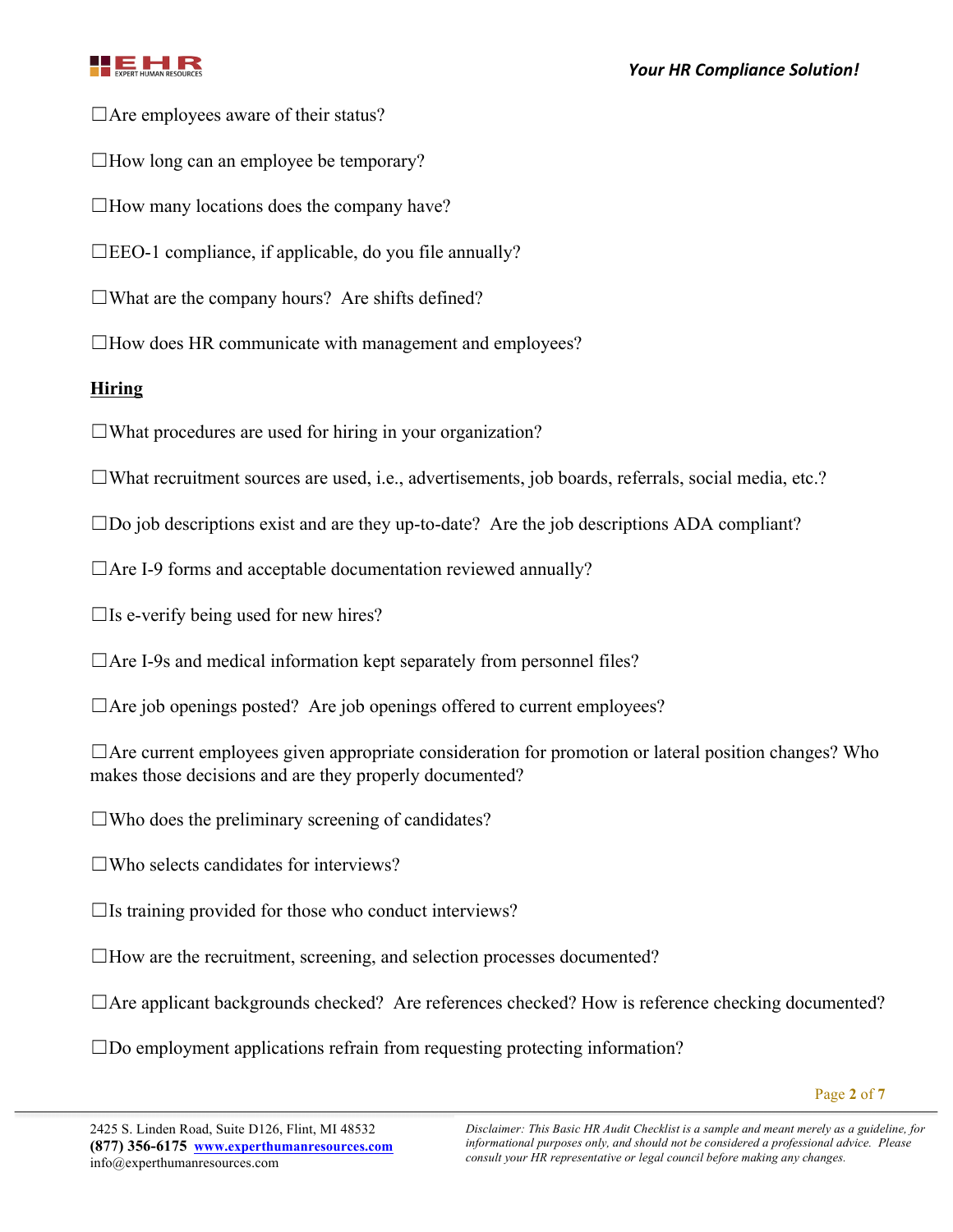☐Are employees aware of their status?

☐How long can an employee be temporary?

☐How many locations does the company have?

☐EEO-1 compliance, if applicable, do you file annually?

☐What are the company hours? Are shifts defined?

☐How does HR communicate with management and employees?

## Hiring

☐What procedures are used for hiring in your organization?

☐What recruitment sources are used, i.e., advertisements, job boards, referrals, social media, etc.?

☐Do job descriptions exist and are they up-to-date? Are the job descriptions ADA compliant?

☐Are I-9 forms and acceptable documentation reviewed annually?

☐Is e-verify being used for new hires?

☐Are I-9s and medical information kept separately from personnel files?

☐Are job openings posted? Are job openings offered to current employees?

☐Are current employees given appropriate consideration for promotion or lateral position changes? Who makes those decisions and are they properly documented?

☐Who does the preliminary screening of candidates?

☐Who selects candidates for interviews?

☐Is training provided for those who conduct interviews?

☐How are the recruitment, screening, and selection processes documented?

☐Are applicant backgrounds checked? Are references checked? How is reference checking documented?

☐Do employment applications refrain from requesting protecting information?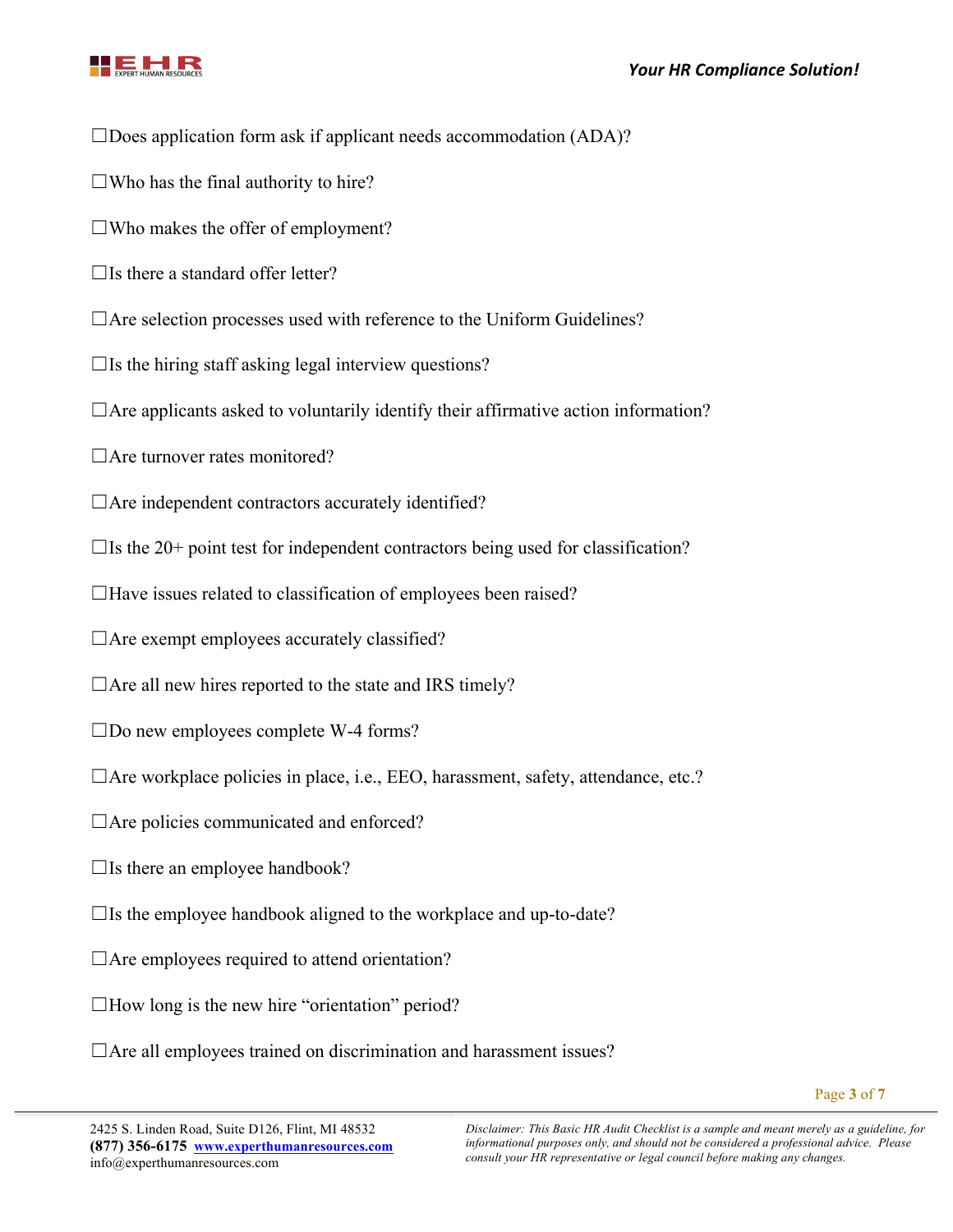☐Does application form ask if applicant needs accommodation (ADA)?

☐Who has the final authority to hire?

☐Who makes the offer of employment?

☐Is there a standard offer letter?

☐Are selection processes used with reference to the Uniform Guidelines?

☐Is the hiring staff asking legal interview questions?

☐Are applicants asked to voluntarily identify their affirmative action information?

☐Are turnover rates monitored?

☐Are independent contractors accurately identified?

☐Is the 20+ point test for independent contractors being used for classification?

☐Have issues related to classification of employees been raised?

☐Are exempt employees accurately classified?

☐Are all new hires reported to the state and IRS timely?

☐Do new employees complete W-4 forms?

☐Are workplace policies in place, i.e., EEO, harassment, safety, attendance, etc.?

☐Are policies communicated and enforced?

☐Is there an employee handbook?

☐Is the employee handbook aligned to the workplace and up-to-date?

☐Are employees required to attend orientation?

☐How long is the new hire "orientation" period?

☐Are all employees trained on discrimination and harassment issues?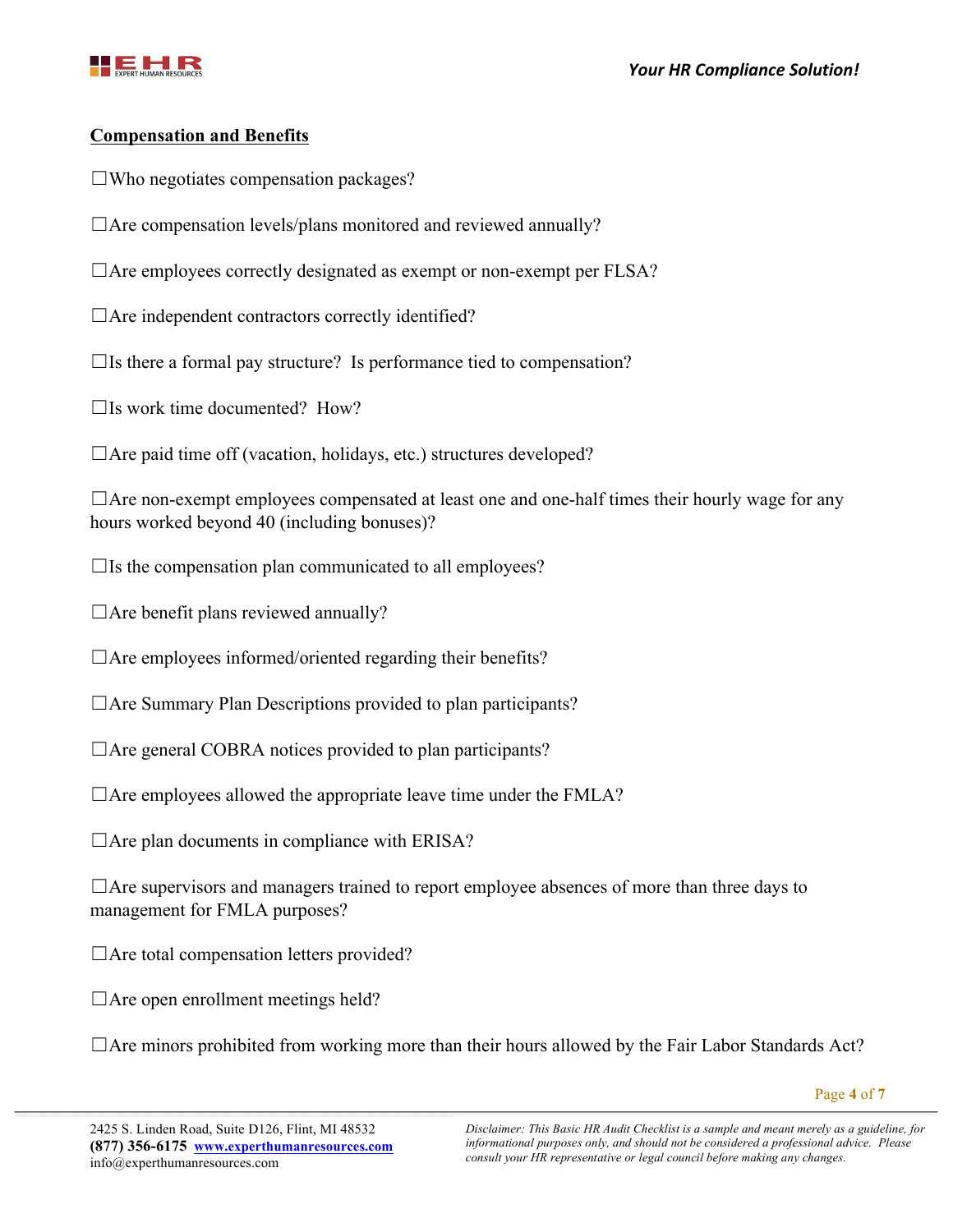**Compensation and Benefits**

☐Who negotiates compensation packages?

☐Are compensation levels/plans monitored and reviewed annually?

☐Are employees correctly designated as exempt or non-exempt per FLSA?

☐Are independent contractors correctly identified?

☐Is there a formal pay structure? Is performance tied to compensation?

☐Is work time documented? How?

☐Are paid time off (vacation, holidays, etc.) structures developed?

☐Are non-exempt employees compensated at least one and one-half times their hourly wage for any hours worked beyond 40 (including bonuses)?

☐Is the compensation plan communicated to all employees?

☐Are benefit plans reviewed annually?

☐Are employees informed/oriented regarding their benefits?

☐Are Summary Plan Descriptions provided to plan participants?

☐Are general COBRA notices provided to plan participants?

☐Are employees allowed the appropriate leave time under the FMLA?

☐Are plan documents in compliance with ERISA?

☐Are supervisors and managers trained to report employee absences of more than three days to management for FMLA purposes?

☐Are total compensation letters provided?

☐Are open enrollment meetings held?

☐Are minors prohibited from working more than their hours allowed by the Fair Labor Standards Act?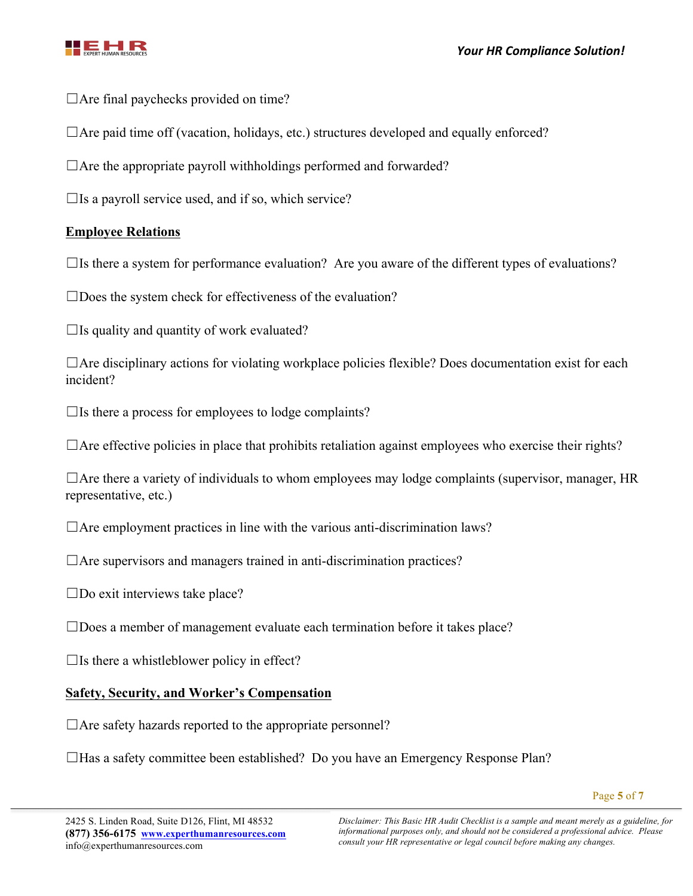☐Are final paychecks provided on time?

☐Are paid time off (vacation, holidays, etc.) structures developed and equally enforced?

☐Are the appropriate payroll withholdings performed and forwarded?

☐Is a payroll service used, and if so, which service?

**Employee Relations**

☐Is there a system for performance evaluation? Are you aware of the different types of evaluations?

☐Does the system check for effectiveness of the evaluation?

☐Is quality and quantity of work evaluated?

☐Are disciplinary actions for violating workplace policies flexible? Does documentation exist for each incident?

☐Is there a process for employees to lodge complaints?

☐Are effective policies in place that prohibits retaliation against employees who exercise their rights?

☐Are there a variety of individuals to whom employees may lodge complaints (supervisor, manager, HR representative, etc.)

☐Are employment practices in line with the various anti-discrimination laws?

☐Are supervisors and managers trained in anti-discrimination practices?

☐Do exit interviews take place?

☐Does a member of management evaluate each termination before it takes place?

☐Is there a whistleblower policy in effect?

**Safety, Security, and Worker's Compensation**

☐Are safety hazards reported to the appropriate personnel?

☐Has a safety committee been established? Do you have an Emergency Response Plan?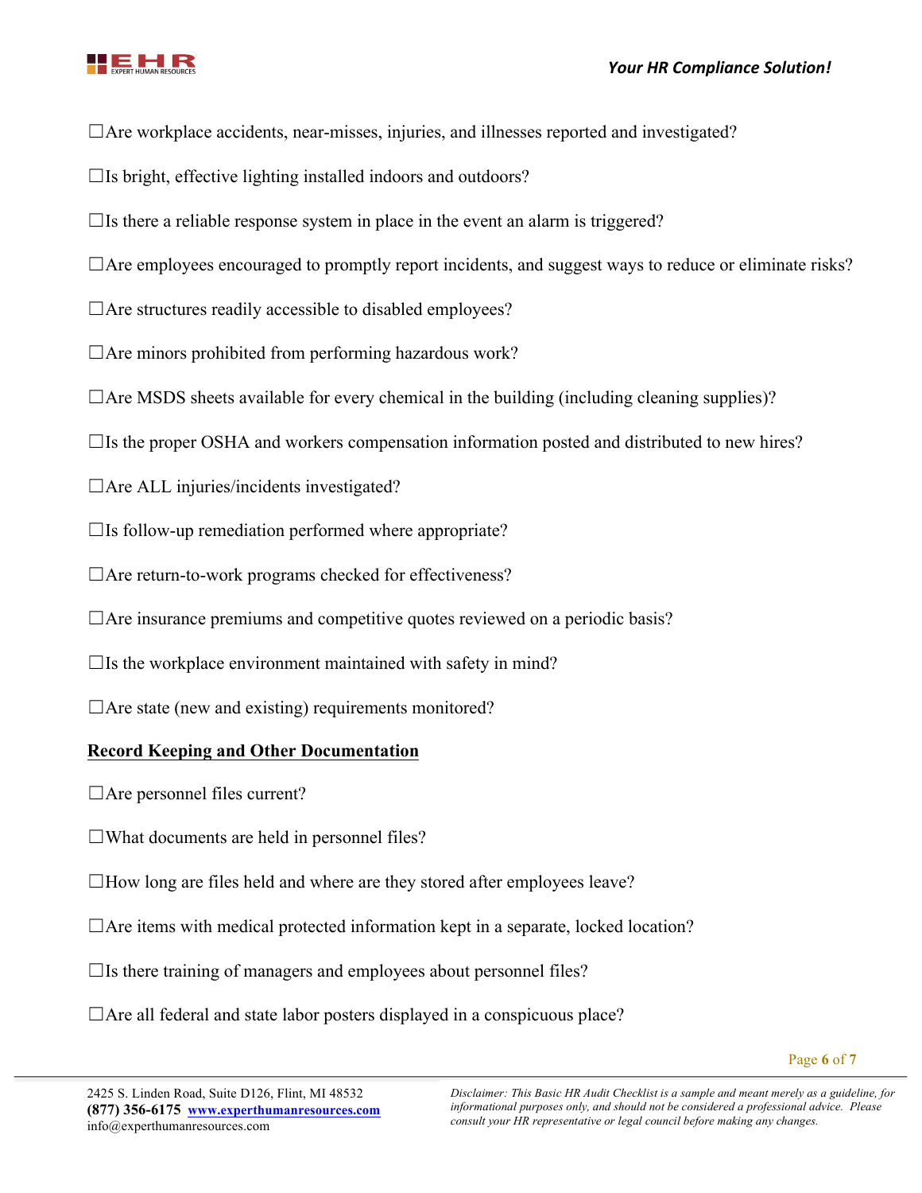☐Are workplace accidents, near-misses, injuries, and illnesses reported and investigated?

☐Is bright, effective lighting installed indoors and outdoors?

☐Is there a reliable response system in place in the event an alarm is triggered?

☐Are employees encouraged to promptly report incidents, and suggest ways to reduce or eliminate risks?

☐Are structures readily accessible to disabled employees?

☐Are minors prohibited from performing hazardous work?

☐Are MSDS sheets available for every chemical in the building (including cleaning supplies)?

☐Is the proper OSHA and workers compensation information posted and distributed to new hires?

☐Are ALL injuries/incidents investigated?

☐Is follow-up remediation performed where appropriate?

☐Are return-to-work programs checked for effectiveness?

☐Are insurance premiums and competitive quotes reviewed on a periodic basis?

☐Is the workplace environment maintained with safety in mind?

☐Are state (new and existing) requirements monitored?

## Record Keeping and Other Documentation

☐Are personnel files current?

☐What documents are held in personnel files?

☐How long are files held and where are they stored after employees leave?

☐Are items with medical protected information kept in a separate, locked location?

☐Is there training of managers and employees about personnel files?

☐Are all federal and state labor posters displayed in a conspicuous place?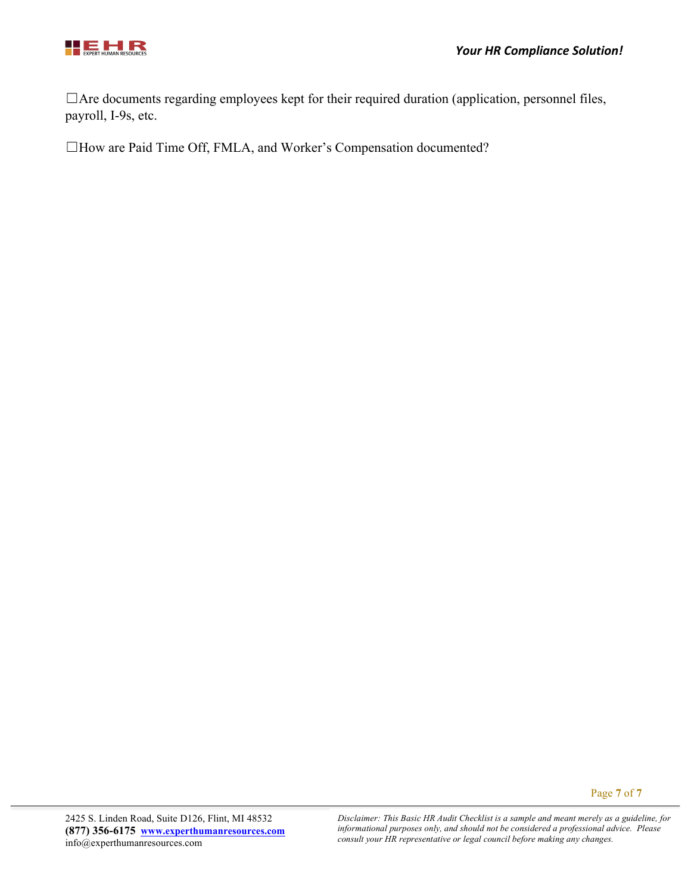☐Are documents regarding employees kept for their required duration (application, personnel files, payroll, I-9s, etc.

☐How are Paid Time Off, FMLA, and Worker's Compensation documented?